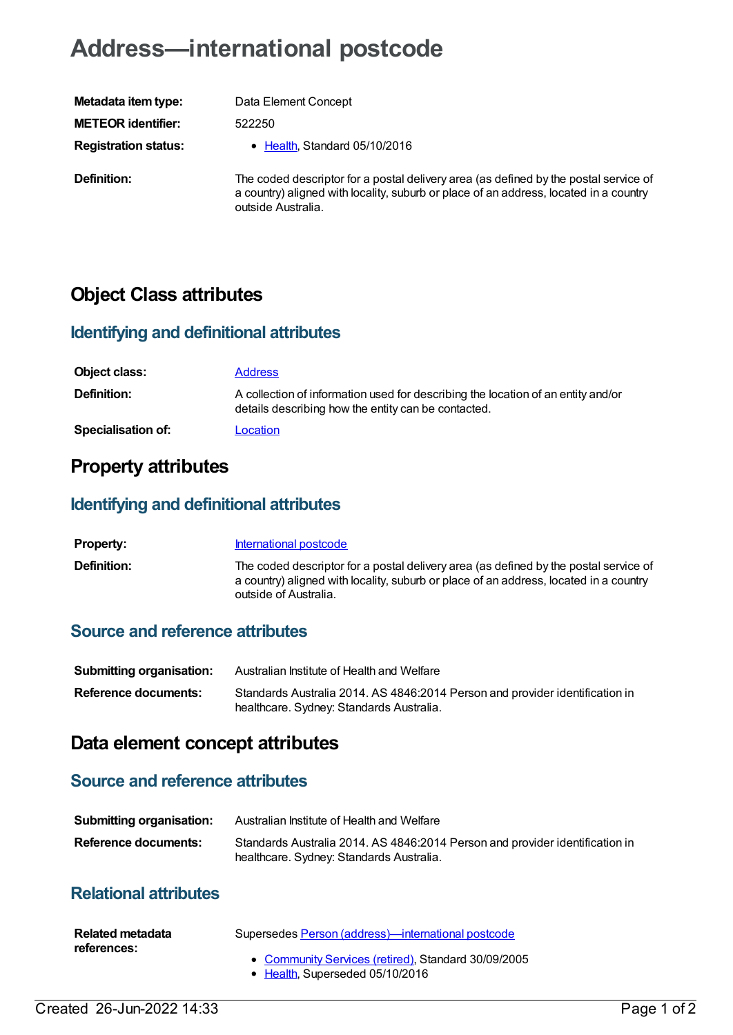# Address—international postcode

| | |
|---|---|
| **Metadata item type:** | Data Element Concept |
| **METEOR identifier:** | 522250 |
| **Registration status:** | • Health, Standard 05/10/2016 |
| **Definition:** | The coded descriptor for a postal delivery area (as defined by the postal service of a country) aligned with locality, suburb or place of an address, located in a country outside Australia. |

## Object Class attributes

### Identifying and definitional attributes

| | |
|---|---|
| **Object class:** | Address |
| **Definition:** | A collection of information used for describing the location of an entity and/or details describing how the entity can be contacted. |
| **Specialisation of:** | Location |

## Property attributes

### Identifying and definitional attributes

| | |
|---|---|
| **Property:** | International postcode |
| **Definition:** | The coded descriptor for a postal delivery area (as defined by the postal service of a country) aligned with locality, suburb or place of an address, located in a country outside of Australia. |

### Source and reference attributes

| | |
|---|---|
| **Submitting organisation:** | Australian Institute of Health and Welfare |
| **Reference documents:** | Standards Australia 2014. AS 4846:2014 Person and provider identification in healthcare. Sydney: Standards Australia. |

## Data element concept attributes

### Source and reference attributes

| | |
|---|---|
| **Submitting organisation:** | Australian Institute of Health and Welfare |
| **Reference documents:** | Standards Australia 2014. AS 4846:2014 Person and provider identification in healthcare. Sydney: Standards Australia. |

### Relational attributes

**Related metadata references:**

Supersedes Person (address)—international postcode

- Community Services (retired), Standard 30/09/2005
- Health, Superseded 05/10/2016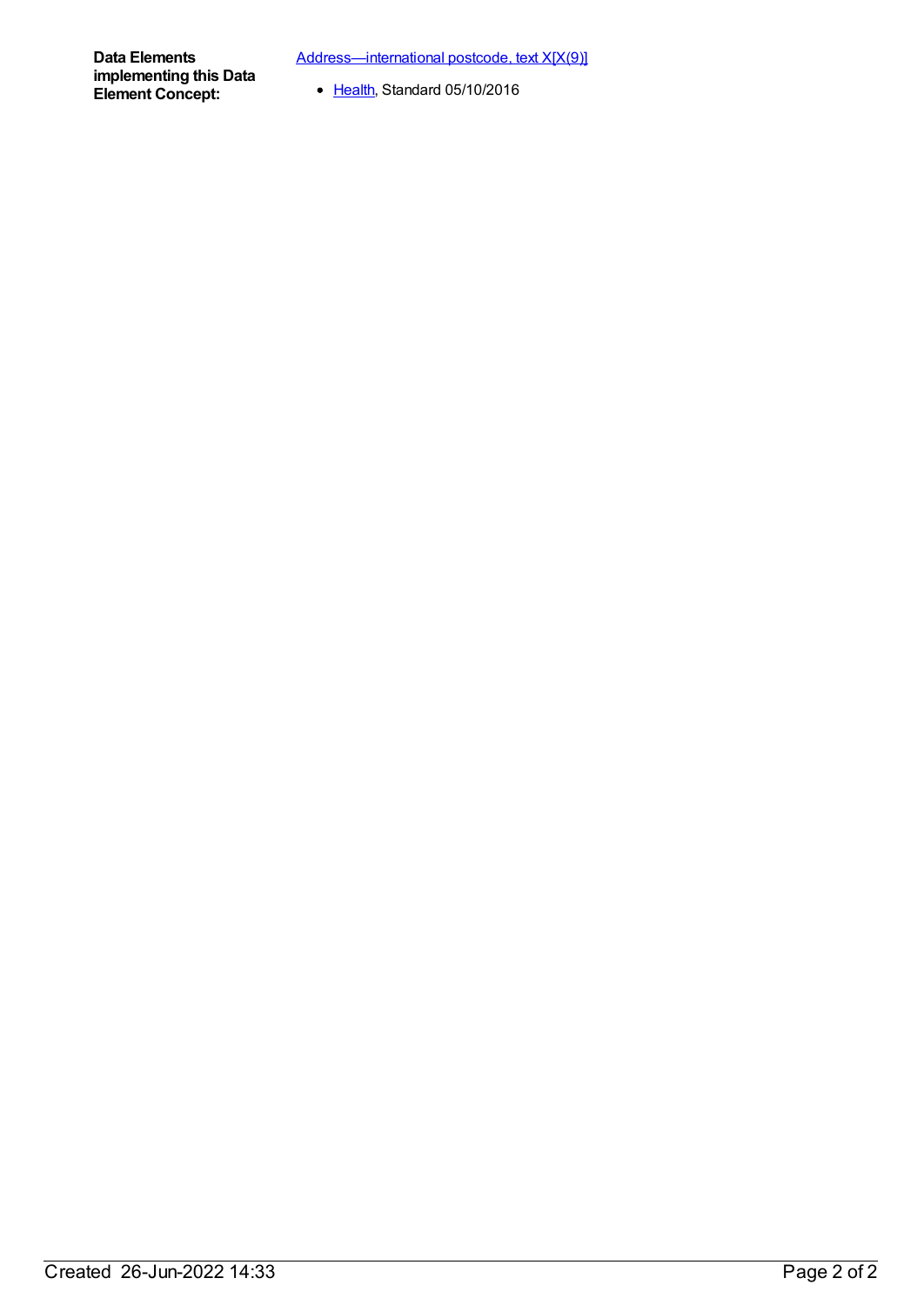**Data Elements implementing this Data Element Concept:**

Address—international postcode, text X[X(9)]

- Health, Standard 05/10/2016